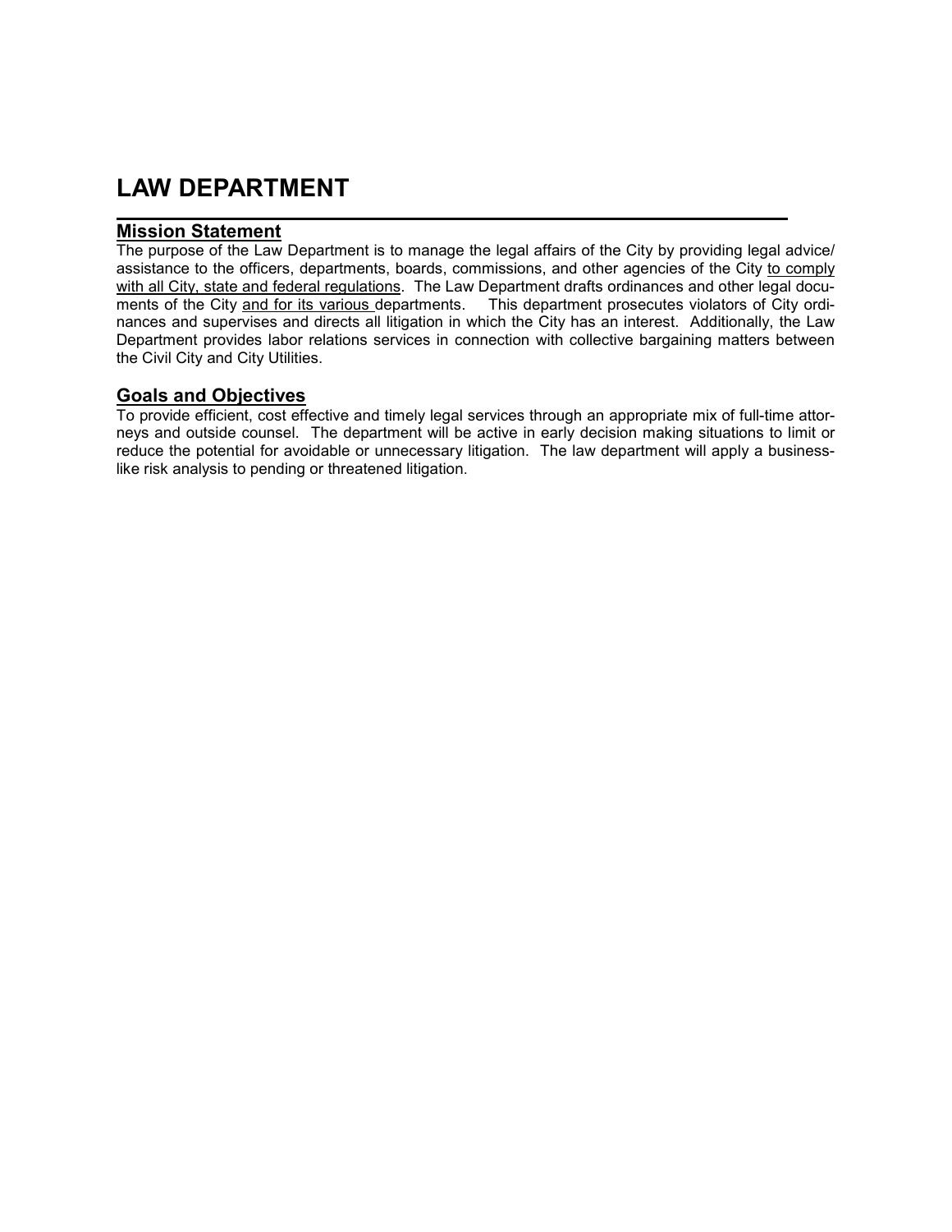# LAW DEPARTMENT

## Mission Statement

The purpose of the Law Department is to manage the legal affairs of the City by providing legal advice/ assistance to the officers, departments, boards, commissions, and other agencies of the City <u>to comply with all City, state and federal regulations</u>. The Law Department drafts ordinances and other legal documents of the City <u>and for its various</u> departments. This department prosecutes violators of City ordinances and supervises and directs all litigation in which the City has an interest. Additionally, the Law Department provides labor relations services in connection with collective bargaining matters between the Civil City and City Utilities.

## Goals and Objectives

To provide efficient, cost effective and timely legal services through an appropriate mix of full-time attorneys and outside counsel. The department will be active in early decision making situations to limit or reduce the potential for avoidable or unnecessary litigation. The law department will apply a business-like risk analysis to pending or threatened litigation.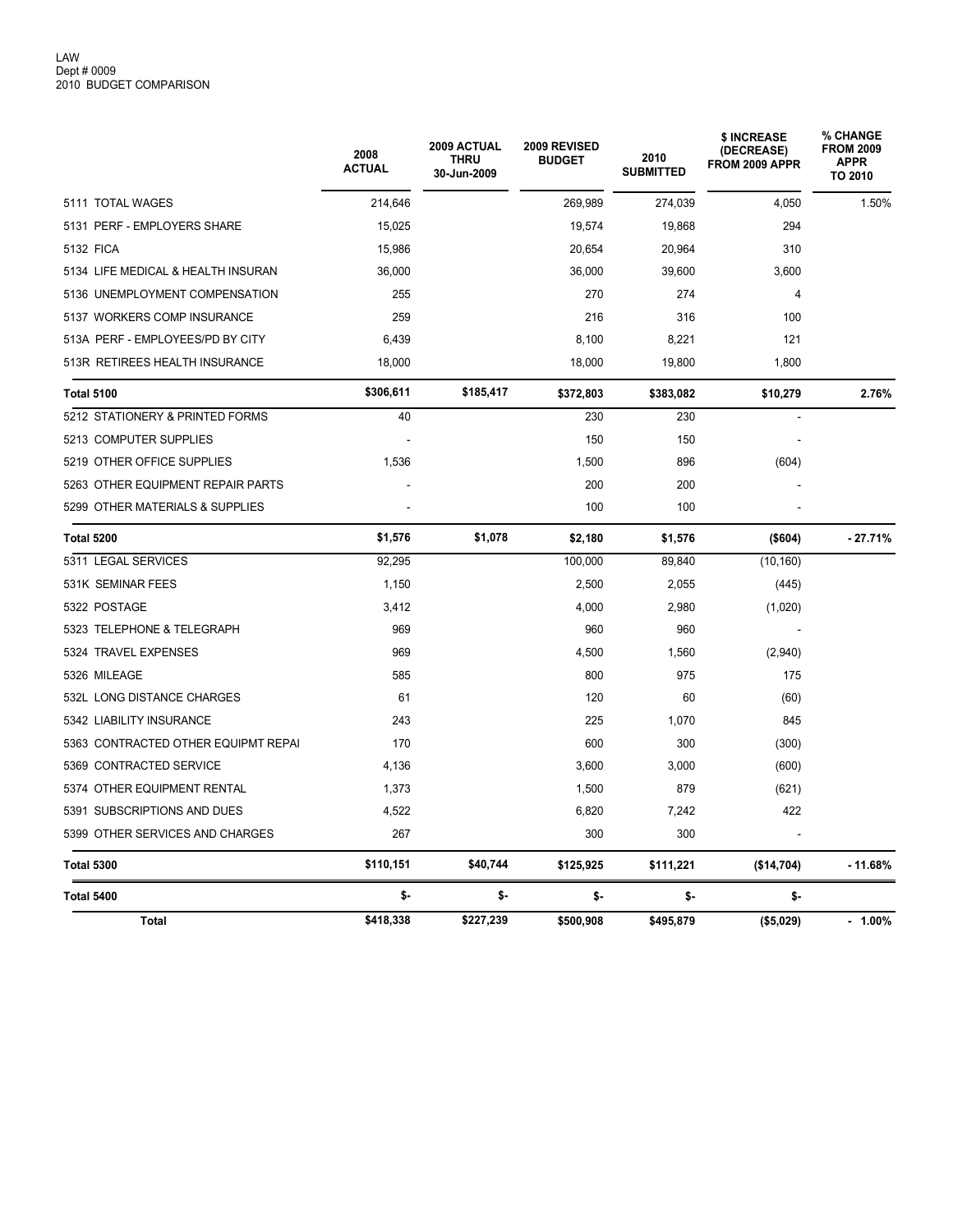LAW
Dept # 0009
2010 BUDGET COMPARISON

| | 2008 ACTUAL | 2009 ACTUAL THRU 30-Jun-2009 | 2009 REVISED BUDGET | 2010 SUBMITTED | $ INCREASE (DECREASE) FROM 2009 APPR | % CHANGE FROM 2009 APPR TO 2010 |
|---|---|---|---|---|---|---|
| 5111 TOTAL WAGES | 214,646 | | 269,989 | 274,039 | 4,050 | 1.50% |
| 5131 PERF - EMPLOYERS SHARE | 15,025 | | 19,574 | 19,868 | 294 | |
| 5132 FICA | 15,986 | | 20,654 | 20,964 | 310 | |
| 5134 LIFE MEDICAL & HEALTH INSURAN | 36,000 | | 36,000 | 39,600 | 3,600 | |
| 5136 UNEMPLOYMENT COMPENSATION | 255 | | 270 | 274 | 4 | |
| 5137 WORKERS COMP INSURANCE | 259 | | 216 | 316 | 100 | |
| 513A PERF - EMPLOYEES/PD BY CITY | 6,439 | | 8,100 | 8,221 | 121 | |
| 513R RETIREES HEALTH INSURANCE | 18,000 | | 18,000 | 19,800 | 1,800 | |
| **Total 5100** | **$306,611** | **$185,417** | **$372,803** | **$383,082** | **$10,279** | **2.76%** |
| 5212 STATIONERY & PRINTED FORMS | 40 | | 230 | 230 | - | |
| 5213 COMPUTER SUPPLIES | - | | 150 | 150 | - | |
| 5219 OTHER OFFICE SUPPLIES | 1,536 | | 1,500 | 896 | (604) | |
| 5263 OTHER EQUIPMENT REPAIR PARTS | - | | 200 | 200 | - | |
| 5299 OTHER MATERIALS & SUPPLIES | - | | 100 | 100 | - | |
| **Total 5200** | **$1,576** | **$1,078** | **$2,180** | **$1,576** | **($604)** | **- 27.71%** |
| 5311 LEGAL SERVICES | 92,295 | | 100,000 | 89,840 | (10,160) | |
| 531K SEMINAR FEES | 1,150 | | 2,500 | 2,055 | (445) | |
| 5322 POSTAGE | 3,412 | | 4,000 | 2,980 | (1,020) | |
| 5323 TELEPHONE & TELEGRAPH | 969 | | 960 | 960 | - | |
| 5324 TRAVEL EXPENSES | 969 | | 4,500 | 1,560 | (2,940) | |
| 5326 MILEAGE | 585 | | 800 | 975 | 175 | |
| 532L LONG DISTANCE CHARGES | 61 | | 120 | 60 | (60) | |
| 5342 LIABILITY INSURANCE | 243 | | 225 | 1,070 | 845 | |
| 5363 CONTRACTED OTHER EQUIPMT REPAI | 170 | | 600 | 300 | (300) | |
| 5369 CONTRACTED SERVICE | 4,136 | | 3,600 | 3,000 | (600) | |
| 5374 OTHER EQUIPMENT RENTAL | 1,373 | | 1,500 | 879 | (621) | |
| 5391 SUBSCRIPTIONS AND DUES | 4,522 | | 6,820 | 7,242 | 422 | |
| 5399 OTHER SERVICES AND CHARGES | 267 | | 300 | 300 | - | |
| **Total 5300** | **$110,151** | **$40,744** | **$125,925** | **$111,221** | **($14,704)** | **- 11.68%** |
| **Total 5400** | **$-** | **$-** | **$-** | **$-** | **$-** | |
| **Total** | **$418,338** | **$227,239** | **$500,908** | **$495,879** | **($5,029)** | **- 1.00%** |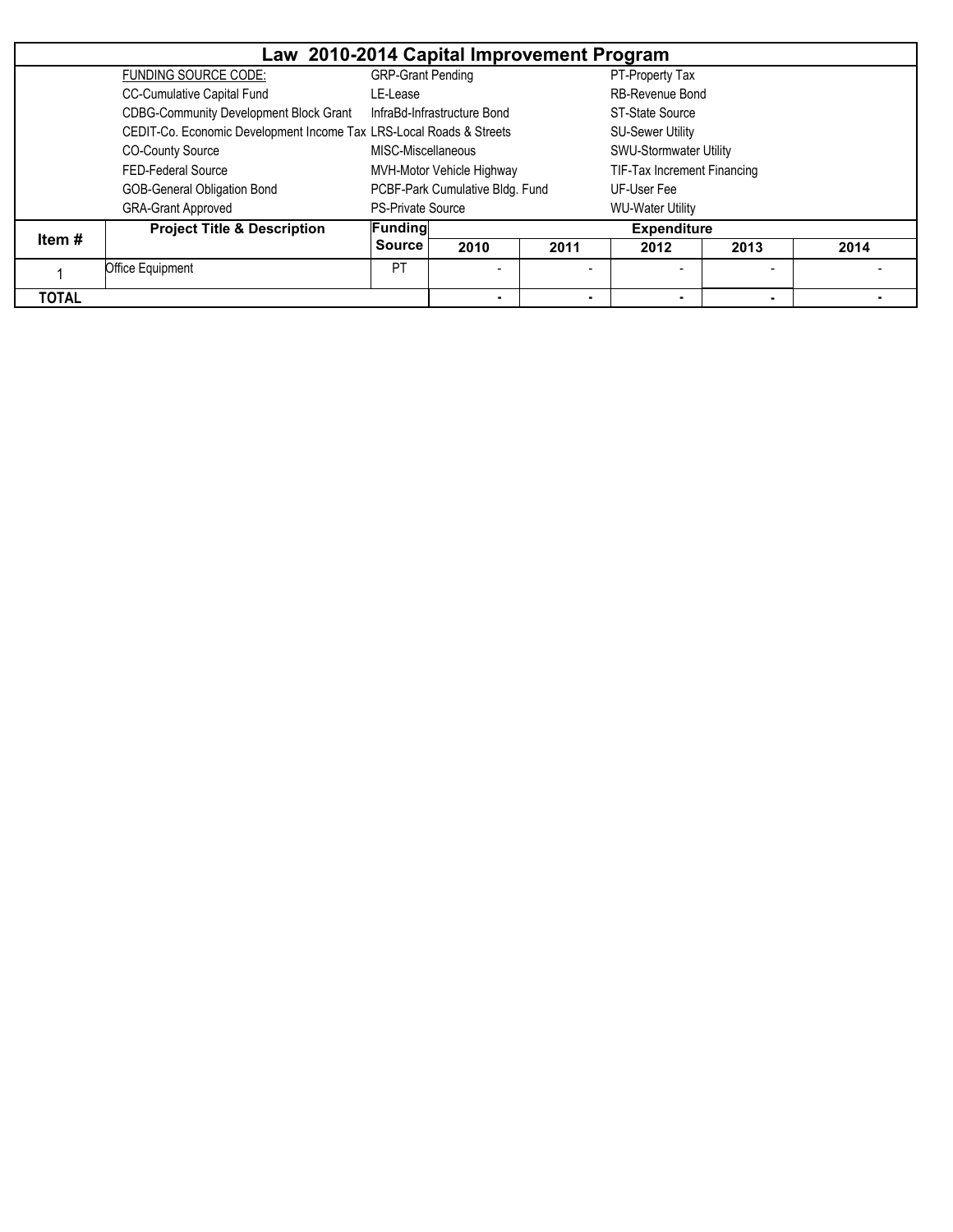# Law 2010-2014 Capital Improvement Program

| FUNDING SOURCE CODE: | | |
|---|---|---|
| CC-Cumulative Capital Fund | GRP-Grant Pending | PT-Property Tax |
| CDBG-Community Development Block Grant | LE-Lease | RB-Revenue Bond |
| CEDIT-Co. Economic Development Income Tax | InfraBd-Infrastructure Bond | ST-State Source |
| CO-County Source | LRS-Local Roads & Streets | SU-Sewer Utility |
| FED-Federal Source | MISC-Miscellaneous | SWU-Stormwater Utility |
| GOB-General Obligation Bond | MVH-Motor Vehicle Highway | TIF-Tax Increment Financing |
| GRA-Grant Approved | PCBF-Park Cumulative Bldg. Fund | UF-User Fee |
| | PS-Private Source | WU-Water Utility |

| Item # | Project Title & Description | Funding Source | Expenditure | | | | |
|---|---|---|---|---|---|---|---|
| | | | 2010 | 2011 | 2012 | 2013 | 2014 |
| 1 | Office Equipment | PT | - | - | - | - | - |
| **TOTAL** | | | - | - | - | - | - |